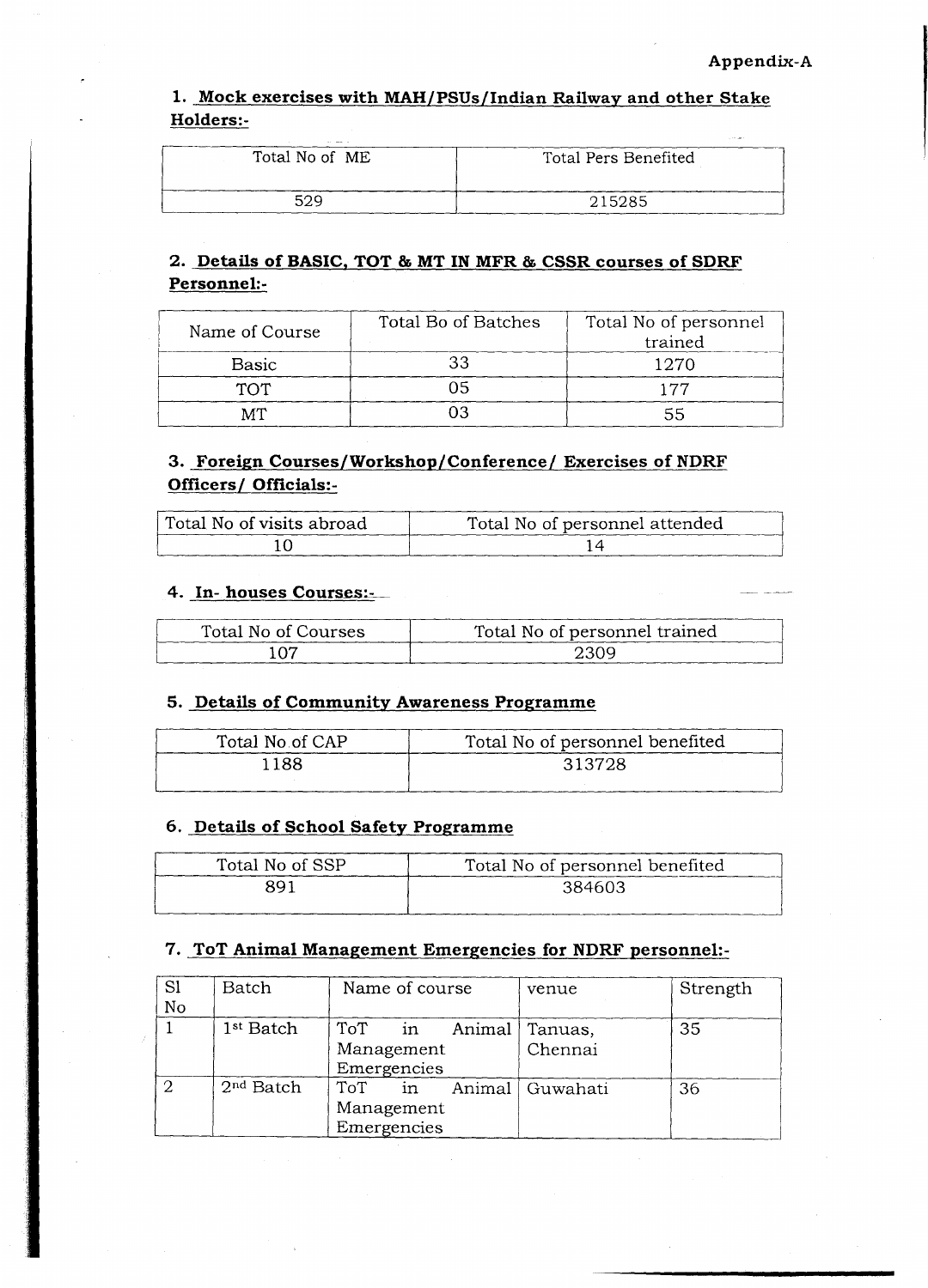**Appendix-A**

## 1. Mock exercises with MAH/PSUs/Indian Railway and other Stake Holders:-

| Total No of ME | Total Pers Benefited |
|---|---|
| 529 | 215285 |

## 2. Details of BASIC, TOT & MT IN MFR & CSSR courses of SDRF Personnel:-

| Name of Course | Total Bo of Batches | Total No of personnel trained |
|---|---|---|
| Basic | 33 | 1270 |
| TOT | 05 | 177 |
| MT | 03 | 55 |

## 3. Foreign Courses/Workshop/Conference/ Exercises of NDRF Officers/ Officials:-

| Total No of visits abroad | Total No of personnel attended |
|---|---|
| 10 | 14 |

## 4. In- houses Courses:-

| Total No of Courses | Total No of personnel trained |
|---|---|
| 107 | 2309 |

## 5. Details of Community Awareness Programme

| Total No of CAP | Total No of personnel benefited |
|---|---|
| 1188 | 313728 |

## 6. Details of School Safety Programme

| Total No of SSP | Total No of personnel benefited |
|---|---|
| 891 | 384603 |

## 7. ToT Animal Management Emergencies for NDRF personnel:-

| Sl No | Batch | Name of course | venue | Strength |
|---|---|---|---|---|
| 1 | 1st Batch | ToT in Animal Management Emergencies | Tanuas, Chennai | 35 |
| 2 | 2nd Batch | ToT in Animal Management Emergencies | Guwahati | 36 |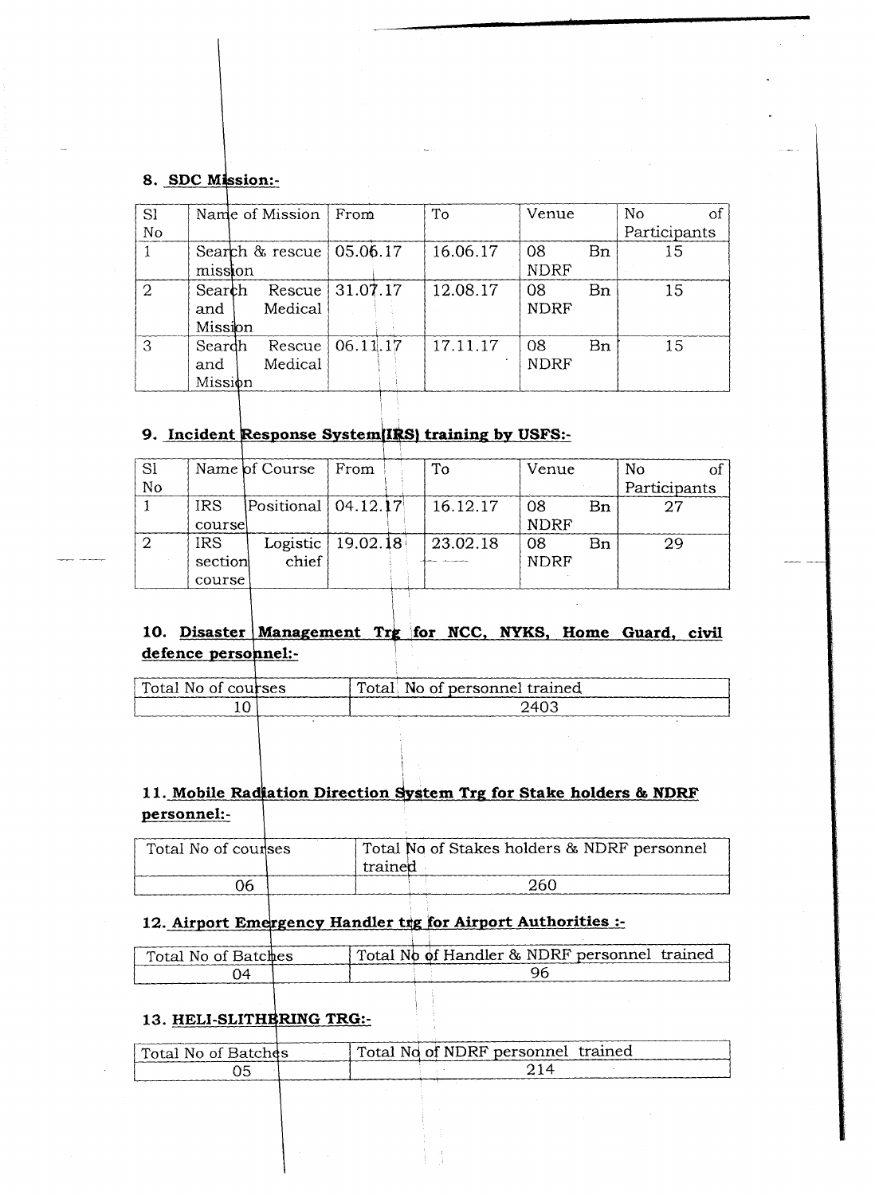**8. SDC Mission:-**

| Sl No | Name of Mission | From | To | Venue | No of Participants |
|---|---|---|---|---|---|
| 1 | Search & rescue mission | 05.06.17 | 16.06.17 | 08 Bn NDRF | 15 |
| 2 | Search Rescue and Medical Mission | 31.07.17 | 12.08.17 | 08 Bn NDRF | 15 |
| 3 | Search Rescue and Medical Mission | 06.11.17 | 17.11.17 | 08 Bn NDRF | 15 |

**9. Incident Response System(IRS) training by USFS:-**

| Sl No | Name of Course | From | To | Venue | No of Participants |
|---|---|---|---|---|---|
| 1 | IRS Positional course | 04.12.17 | 16.12.17 | 08 Bn NDRF | 27 |
| 2 | IRS Logistic section chief course | 19.02.18 | 23.02.18 | 08 Bn NDRF | 29 |

**10. Disaster Management Trg for NCC, NYKS, Home Guard, civil defence personnel:-**

| Total No of courses | Total No of personnel trained |
|---|---|
| 10 | 2403 |

**11. Mobile Radiation Direction System Trg for Stake holders & NDRF personnel:-**

| Total No of courses | Total No of Stakes holders & NDRF personnel trained |
|---|---|
| 06 | 260 |

**12. Airport Emergency Handler trg for Airport Authorities :-**

| Total No of Batches | Total No of Handler & NDRF personnel trained |
|---|---|
| 04 | 96 |

**13. HELI-SLITHERING TRG:-**

| Total No of Batches | Total No of NDRF personnel trained |
|---|---|
| 05 | 214 |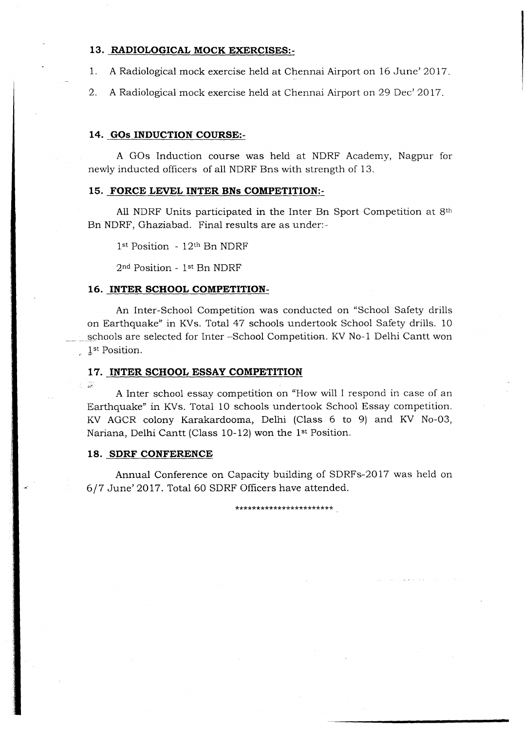### 13. RADIOLOGICAL MOCK EXERCISES:-

1. A Radiological mock exercise held at Chennai Airport on 16 June' 2017.
2. A Radiological mock exercise held at Chennai Airport on 29 Dec' 2017.

### 14. GOs INDUCTION COURSE:-

A GOs Induction course was held at NDRF Academy, Nagpur for newly inducted officers of all NDRF Bns with strength of 13.

### 15. FORCE LEVEL INTER BNs COMPETITION:-

All NDRF Units participated in the Inter Bn Sport Competition at 8th Bn NDRF, Ghaziabad. Final results are as under:-

1st Position - 12th Bn NDRF

2nd Position - 1st Bn NDRF

### 16. INTER SCHOOL COMPETITION-

An Inter-School Competition was conducted on "School Safety drills on Earthquake" in KVs. Total 47 schools undertook School Safety drills. 10 schools are selected for Inter -School Competition. KV No-1 Delhi Cantt won 1st Position.

### 17. INTER SCHOOL ESSAY COMPETITION

A Inter school essay competition on "How will I respond in case of an Earthquake" in KVs. Total 10 schools undertook School Essay competition. KV AGCR colony Karakardooma, Delhi (Class 6 to 9) and KV No-03, Nariana, Delhi Cantt (Class 10-12) won the 1st Position.

### 18. SDRF CONFERENCE

Annual Conference on Capacity building of SDRFs-2017 was held on 6/7 June' 2017. Total 60 SDRF Officers have attended.

***********************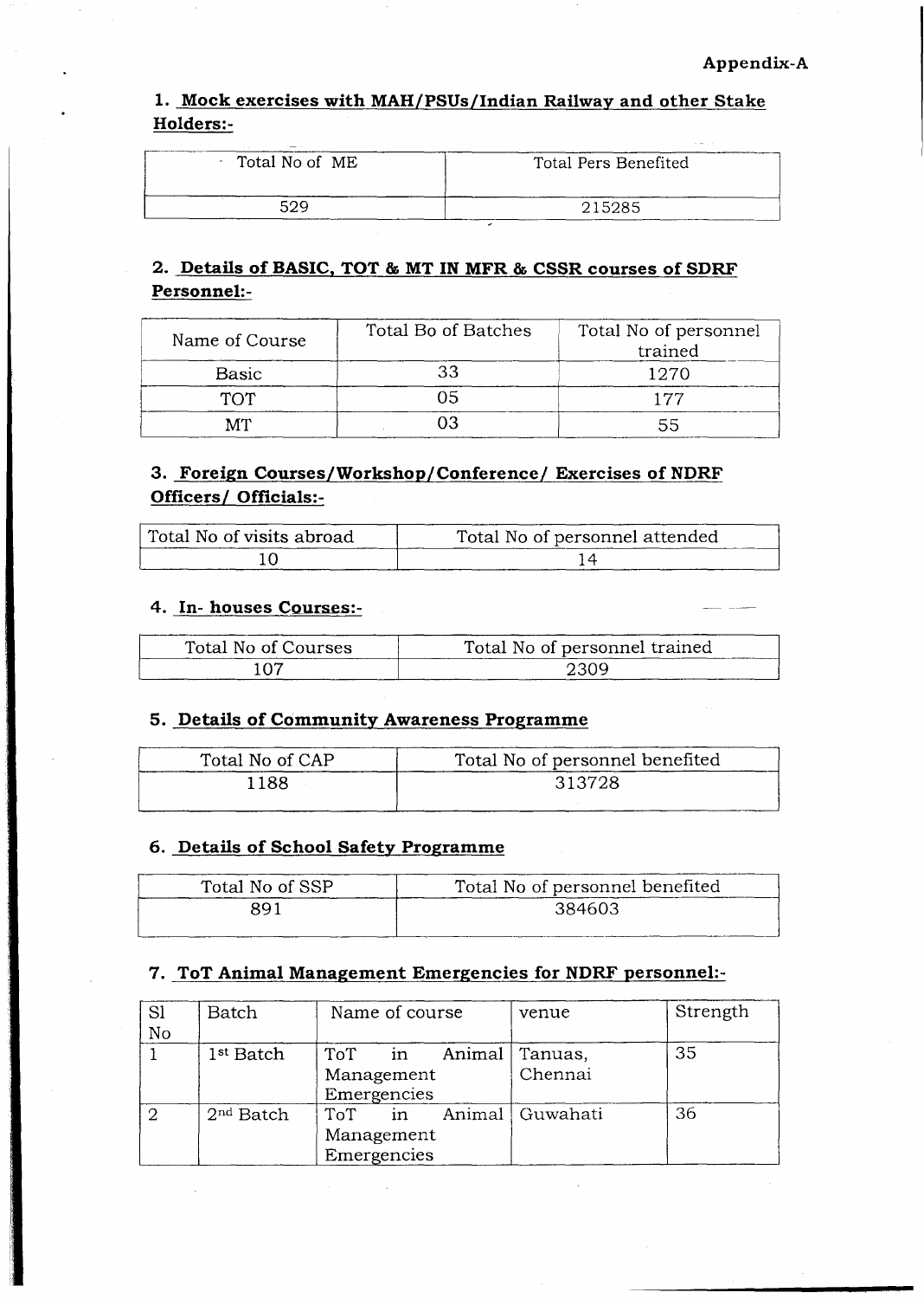**Appendix-A**

### 1. Mock exercises with MAH/PSUs/Indian Railway and other Stake Holders:-

| Total No of ME | Total Pers Benefited |
|---|---|
| 529 | 215285 |

### 2. Details of BASIC, TOT & MT IN MFR & CSSR courses of SDRF Personnel:-

| Name of Course | Total Bo of Batches | Total No of personnel trained |
|---|---|---|
| Basic | 33 | 1270 |
| TOT | 05 | 177 |
| MT | 03 | 55 |

### 3. Foreign Courses/Workshop/Conference/ Exercises of NDRF Officers/ Officials:-

| Total No of visits abroad | Total No of personnel attended |
|---|---|
| 10 | 14 |

### 4. In- houses Courses:-

| Total No of Courses | Total No of personnel trained |
|---|---|
| 107 | 2309 |

### 5. Details of Community Awareness Programme

| Total No of CAP | Total No of personnel benefited |
|---|---|
| 1188 | 313728 |

### 6. Details of School Safety Programme

| Total No of SSP | Total No of personnel benefited |
|---|---|
| 891 | 384603 |

### 7. ToT Animal Management Emergencies for NDRF personnel:-

| Sl No | Batch | Name of course | venue | Strength |
|---|---|---|---|---|
| 1 | 1st Batch | ToT in Animal Management Emergencies | Tanuas, Chennai | 35 |
| 2 | 2nd Batch | ToT in Animal Management Emergencies | Guwahati | 36 |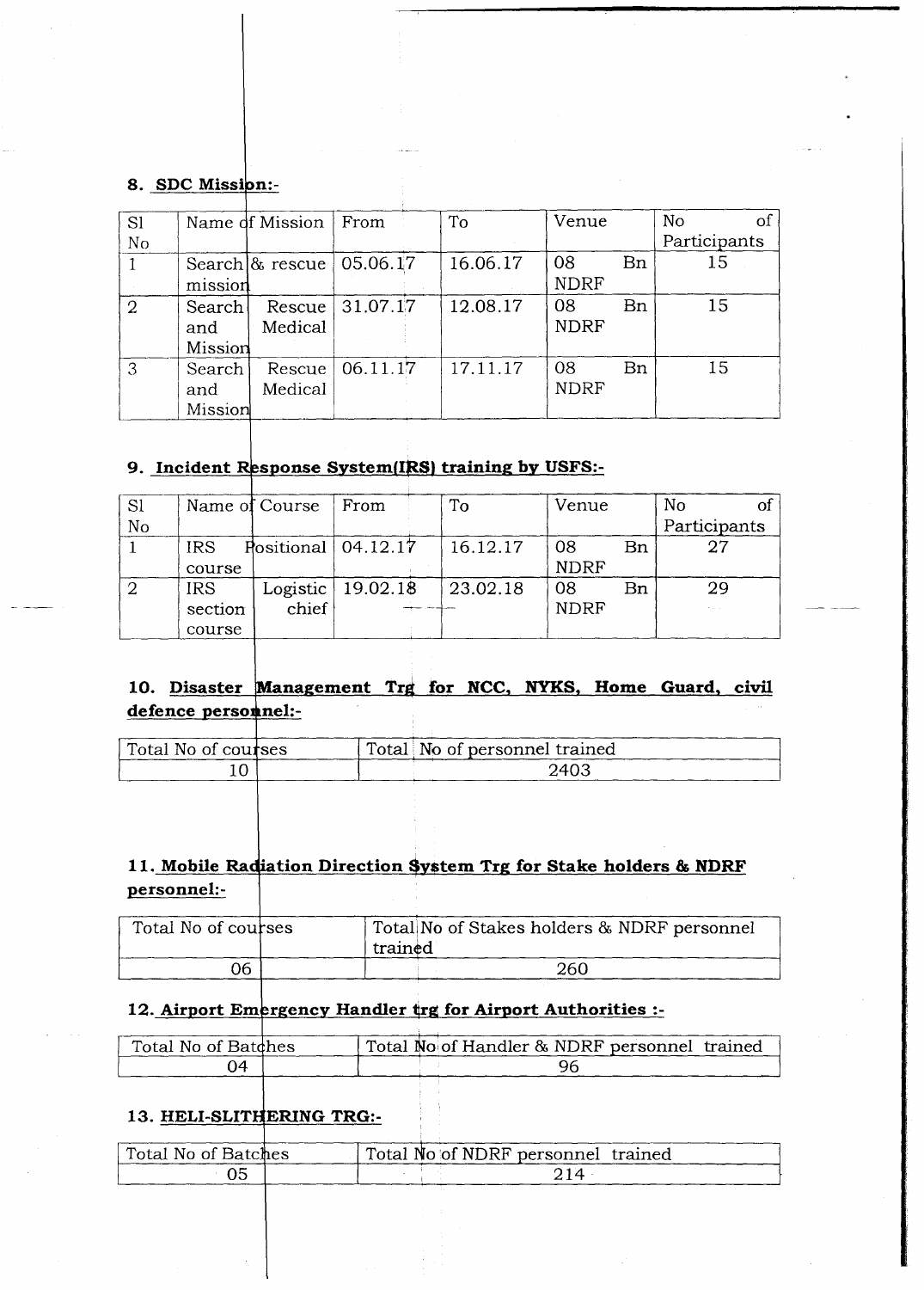**8. SDC Mission:-**

| Sl No | Name of Mission | From | To | Venue | No of Participants |
|---|---|---|---|---|---|
| 1 | Search & rescue mission | 05.06.17 | 16.06.17 | 08 Bn NDRF | 15 |
| 2 | Search Rescue and Medical Mission | 31.07.17 | 12.08.17 | 08 Bn NDRF | 15 |
| 3 | Search Rescue and Medical Mission | 06.11.17 | 17.11.17 | 08 Bn NDRF | 15 |

**9. Incident Response System(IRS) training by USFS:-**

| Sl No | Name of Course | From | To | Venue | No of Participants |
|---|---|---|---|---|---|
| 1 | IRS Positional course | 04.12.17 | 16.12.17 | 08 Bn NDRF | 27 |
| 2 | IRS Logistic section chief course | 19.02.18 | 23.02.18 | 08 Bn NDRF | 29 |

**10. Disaster Management Trg for NCC, NYKS, Home Guard, civil defence personnel:-**

| Total No of courses | Total No of personnel trained |
|---|---|
| 10 | 2403 |

**11. Mobile Radiation Direction System Trg for Stake holders & NDRF personnel:-**

| Total No of courses | Total No of Stakes holders & NDRF personnel trained |
|---|---|
| 06 | 260 |

**12. Airport Emergency Handler trg for Airport Authorities :-**

| Total No of Batches | Total No of Handler & NDRF personnel trained |
|---|---|
| 04 | 96 |

**13. HELI-SLITHERING TRG:-**

| Total No of Batches | Total No of NDRF personnel trained |
|---|---|
| 05 | 214 |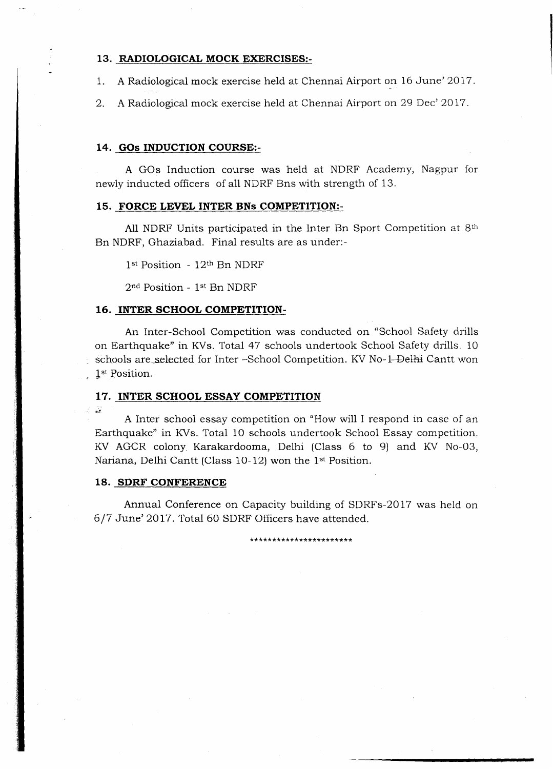### 13. RADIOLOGICAL MOCK EXERCISES:-

1. A Radiological mock exercise held at Chennai Airport on 16 June' 2017.
2. A Radiological mock exercise held at Chennai Airport on 29 Dec' 2017.

### 14. GOs INDUCTION COURSE:-

A GOs Induction course was held at NDRF Academy, Nagpur for newly inducted officers of all NDRF Bns with strength of 13.

### 15. FORCE LEVEL INTER BNs COMPETITION:-

All NDRF Units participated in the Inter Bn Sport Competition at 8th Bn NDRF, Ghaziabad. Final results are as under:-

1st Position - 12th Bn NDRF

2nd Position - 1st Bn NDRF

### 16. INTER SCHOOL COMPETITION-

An Inter-School Competition was conducted on "School Safety drills on Earthquake" in KVs. Total 47 schools undertook School Safety drills. 10 schools are selected for Inter –School Competition. KV No-1 ~~Delhi~~ Cantt won 1st Position.

### 17. INTER SCHOOL ESSAY COMPETITION

A Inter school essay competition on "How will I respond in case of an Earthquake" in KVs. Total 10 schools undertook School Essay competition. KV AGCR colony Karakardooma, Delhi (Class 6 to 9) and KV No-03, Nariana, Delhi Cantt (Class 10-12) won the 1st Position.

### 18. SDRF CONFERENCE

Annual Conference on Capacity building of SDRFs-2017 was held on 6/7 June' 2017. Total 60 SDRF Officers have attended.

**********************